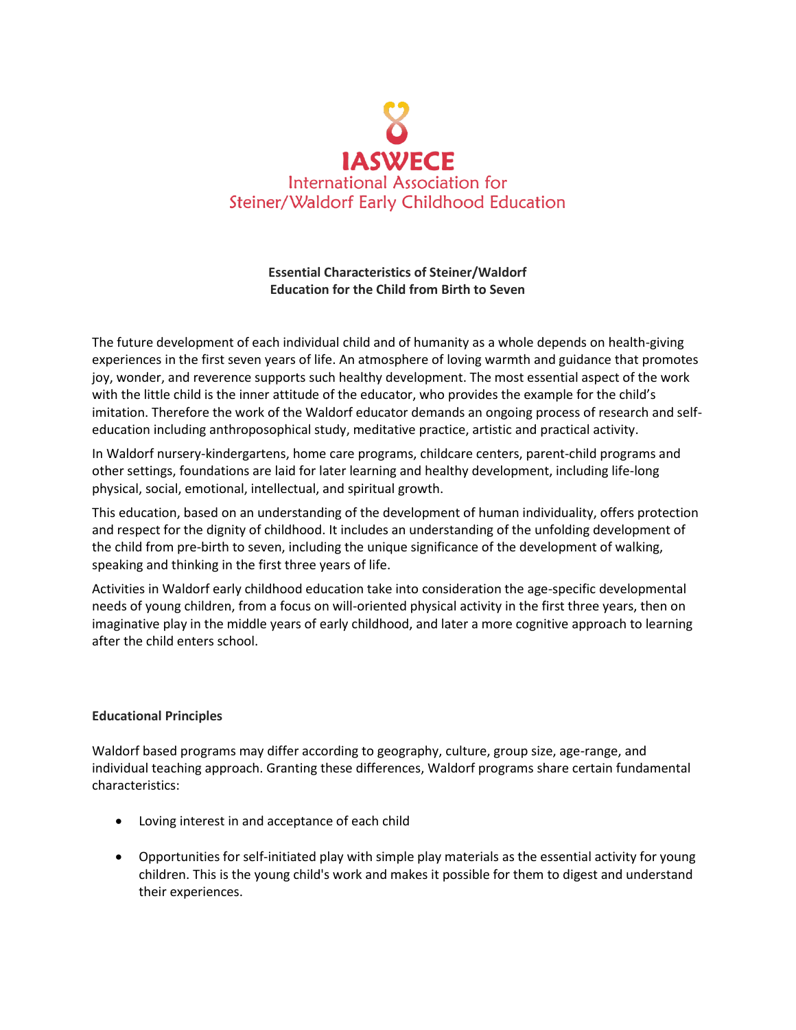IASWECE
International Association for
Steiner/Waldorf Early Childhood Education

## Essential Characteristics of Steiner/Waldorf Education for the Child from Birth to Seven

The future development of each individual child and of humanity as a whole depends on health-giving experiences in the first seven years of life. An atmosphere of loving warmth and guidance that promotes joy, wonder, and reverence supports such healthy development. The most essential aspect of the work with the little child is the inner attitude of the educator, who provides the example for the child's imitation. Therefore the work of the Waldorf educator demands an ongoing process of research and self-education including anthroposophical study, meditative practice, artistic and practical activity.

In Waldorf nursery-kindergartens, home care programs, childcare centers, parent-child programs and other settings, foundations are laid for later learning and healthy development, including life-long physical, social, emotional, intellectual, and spiritual growth.

This education, based on an understanding of the development of human individuality, offers protection and respect for the dignity of childhood. It includes an understanding of the unfolding development of the child from pre-birth to seven, including the unique significance of the development of walking, speaking and thinking in the first three years of life.

Activities in Waldorf early childhood education take into consideration the age-specific developmental needs of young children, from a focus on will-oriented physical activity in the first three years, then on imaginative play in the middle years of early childhood, and later a more cognitive approach to learning after the child enters school.

### Educational Principles

Waldorf based programs may differ according to geography, culture, group size, age-range, and individual teaching approach. Granting these differences, Waldorf programs share certain fundamental characteristics:

- Loving interest in and acceptance of each child
- Opportunities for self-initiated play with simple play materials as the essential activity for young children. This is the young child's work and makes it possible for them to digest and understand their experiences.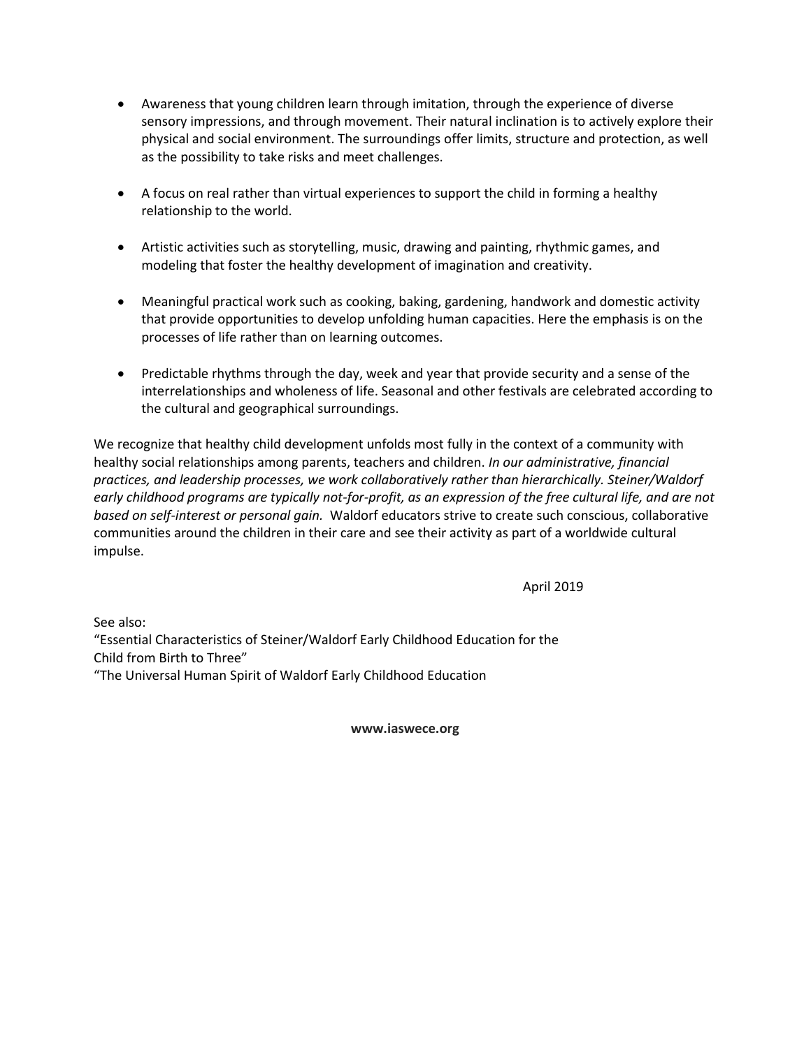- Awareness that young children learn through imitation, through the experience of diverse sensory impressions, and through movement. Their natural inclination is to actively explore their physical and social environment. The surroundings offer limits, structure and protection, as well as the possibility to take risks and meet challenges.

- A focus on real rather than virtual experiences to support the child in forming a healthy relationship to the world.

- Artistic activities such as storytelling, music, drawing and painting, rhythmic games, and modeling that foster the healthy development of imagination and creativity.

- Meaningful practical work such as cooking, baking, gardening, handwork and domestic activity that provide opportunities to develop unfolding human capacities. Here the emphasis is on the processes of life rather than on learning outcomes.

- Predictable rhythms through the day, week and year that provide security and a sense of the interrelationships and wholeness of life. Seasonal and other festivals are celebrated according to the cultural and geographical surroundings.

We recognize that healthy child development unfolds most fully in the context of a community with healthy social relationships among parents, teachers and children. *In our administrative, financial practices, and leadership processes, we work collaboratively rather than hierarchically. Steiner/Waldorf early childhood programs are typically not-for-profit, as an expression of the free cultural life, and are not based on self-interest or personal gain.* Waldorf educators strive to create such conscious, collaborative communities around the children in their care and see their activity as part of a worldwide cultural impulse.

April 2019

See also:
"Essential Characteristics of Steiner/Waldorf Early Childhood Education for the Child from Birth to Three"
"The Universal Human Spirit of Waldorf Early Childhood Education

**www.iaswece.org**